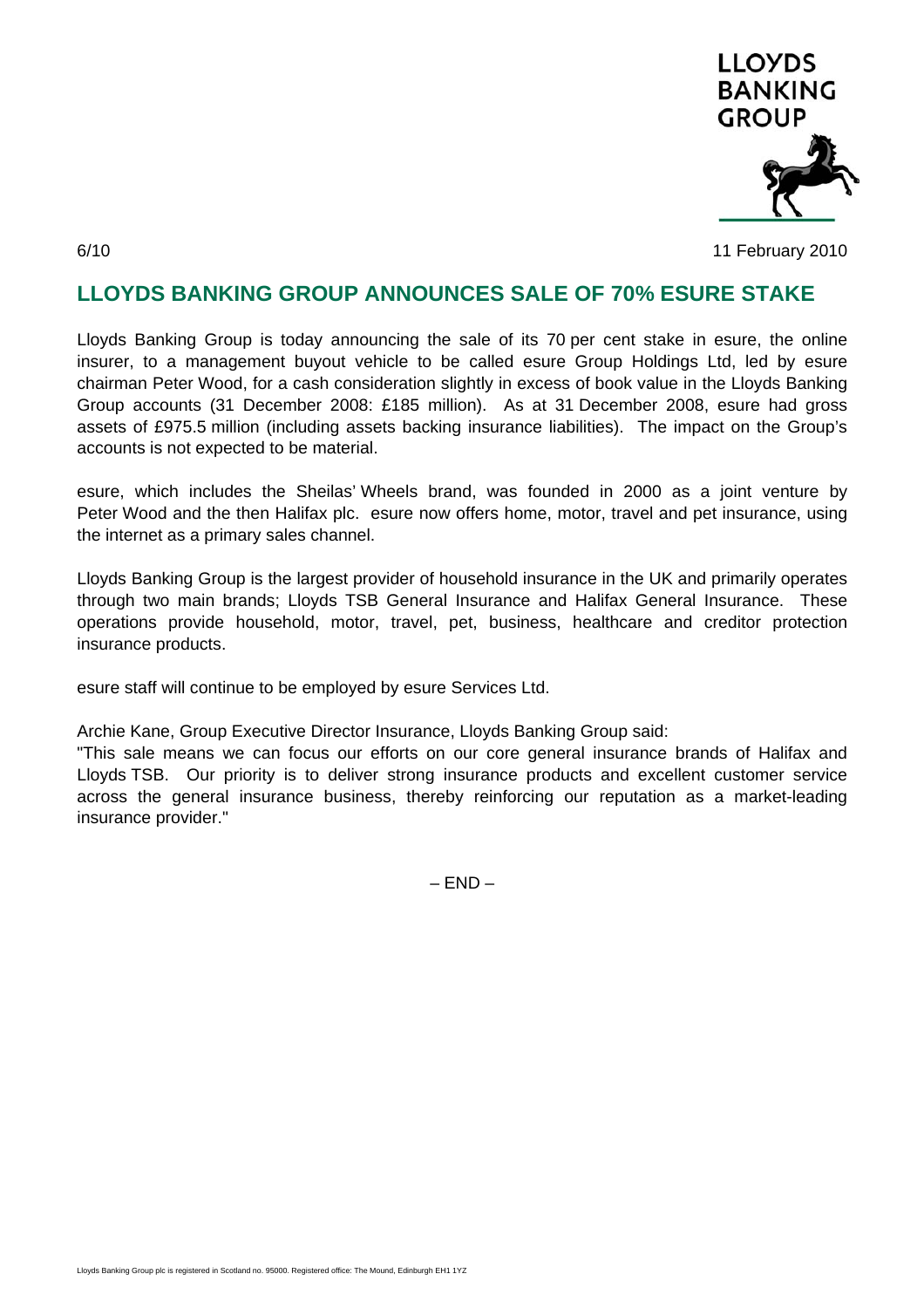6/10

11 February 2010

# LLOYDS BANKING GROUP ANNOUNCES SALE OF 70% ESURE STAKE

Lloyds Banking Group is today announcing the sale of its 70 per cent stake in esure, the online insurer, to a management buyout vehicle to be called esure Group Holdings Ltd, led by esure chairman Peter Wood, for a cash consideration slightly in excess of book value in the Lloyds Banking Group accounts (31 December 2008: £185 million). As at 31 December 2008, esure had gross assets of £975.5 million (including assets backing insurance liabilities). The impact on the Group's accounts is not expected to be material.

esure, which includes the Sheilas' Wheels brand, was founded in 2000 as a joint venture by Peter Wood and the then Halifax plc. esure now offers home, motor, travel and pet insurance, using the internet as a primary sales channel.

Lloyds Banking Group is the largest provider of household insurance in the UK and primarily operates through two main brands; Lloyds TSB General Insurance and Halifax General Insurance. These operations provide household, motor, travel, pet, business, healthcare and creditor protection insurance products.

esure staff will continue to be employed by esure Services Ltd.

Archie Kane, Group Executive Director Insurance, Lloyds Banking Group said:
"This sale means we can focus our efforts on our core general insurance brands of Halifax and Lloyds TSB. Our priority is to deliver strong insurance products and excellent customer service across the general insurance business, thereby reinforcing our reputation as a market-leading insurance provider."

– END –

Lloyds Banking Group plc is registered in Scotland no. 95000. Registered office: The Mound, Edinburgh EH1 1YZ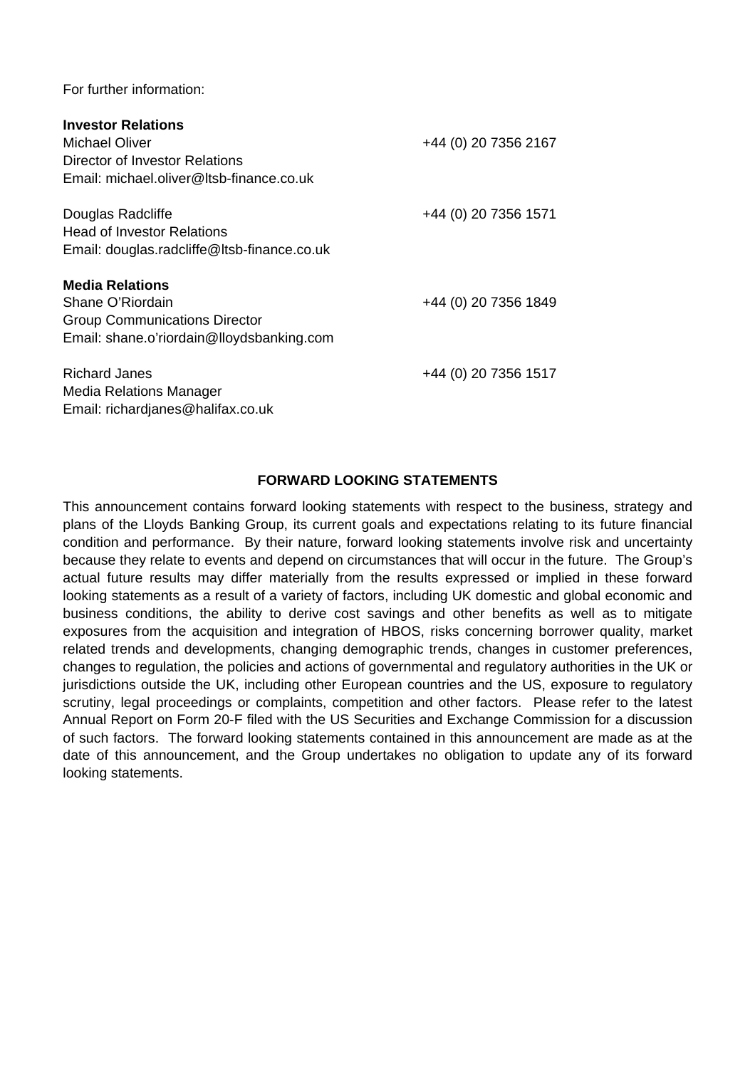For further information:

**Investor Relations**

| | |
|---|---|
| Michael Oliver<br>Director of Investor Relations<br>Email: michael.oliver@ltsb-finance.co.uk | +44 (0) 20 7356 2167 |
| Douglas Radcliffe<br>Head of Investor Relations<br>Email: douglas.radcliffe@ltsb-finance.co.uk | +44 (0) 20 7356 1571 |

**Media Relations**

| | |
|---|---|
| Shane O'Riordain<br>Group Communications Director<br>Email: shane.o'riordain@lloydsbanking.com | +44 (0) 20 7356 1849 |
| Richard Janes<br>Media Relations Manager<br>Email: richardjanes@halifax.co.uk | +44 (0) 20 7356 1517 |

## FORWARD LOOKING STATEMENTS

This announcement contains forward looking statements with respect to the business, strategy and plans of the Lloyds Banking Group, its current goals and expectations relating to its future financial condition and performance. By their nature, forward looking statements involve risk and uncertainty because they relate to events and depend on circumstances that will occur in the future. The Group's actual future results may differ materially from the results expressed or implied in these forward looking statements as a result of a variety of factors, including UK domestic and global economic and business conditions, the ability to derive cost savings and other benefits as well as to mitigate exposures from the acquisition and integration of HBOS, risks concerning borrower quality, market related trends and developments, changing demographic trends, changes in customer preferences, changes to regulation, the policies and actions of governmental and regulatory authorities in the UK or jurisdictions outside the UK, including other European countries and the US, exposure to regulatory scrutiny, legal proceedings or complaints, competition and other factors. Please refer to the latest Annual Report on Form 20-F filed with the US Securities and Exchange Commission for a discussion of such factors. The forward looking statements contained in this announcement are made as at the date of this announcement, and the Group undertakes no obligation to update any of its forward looking statements.